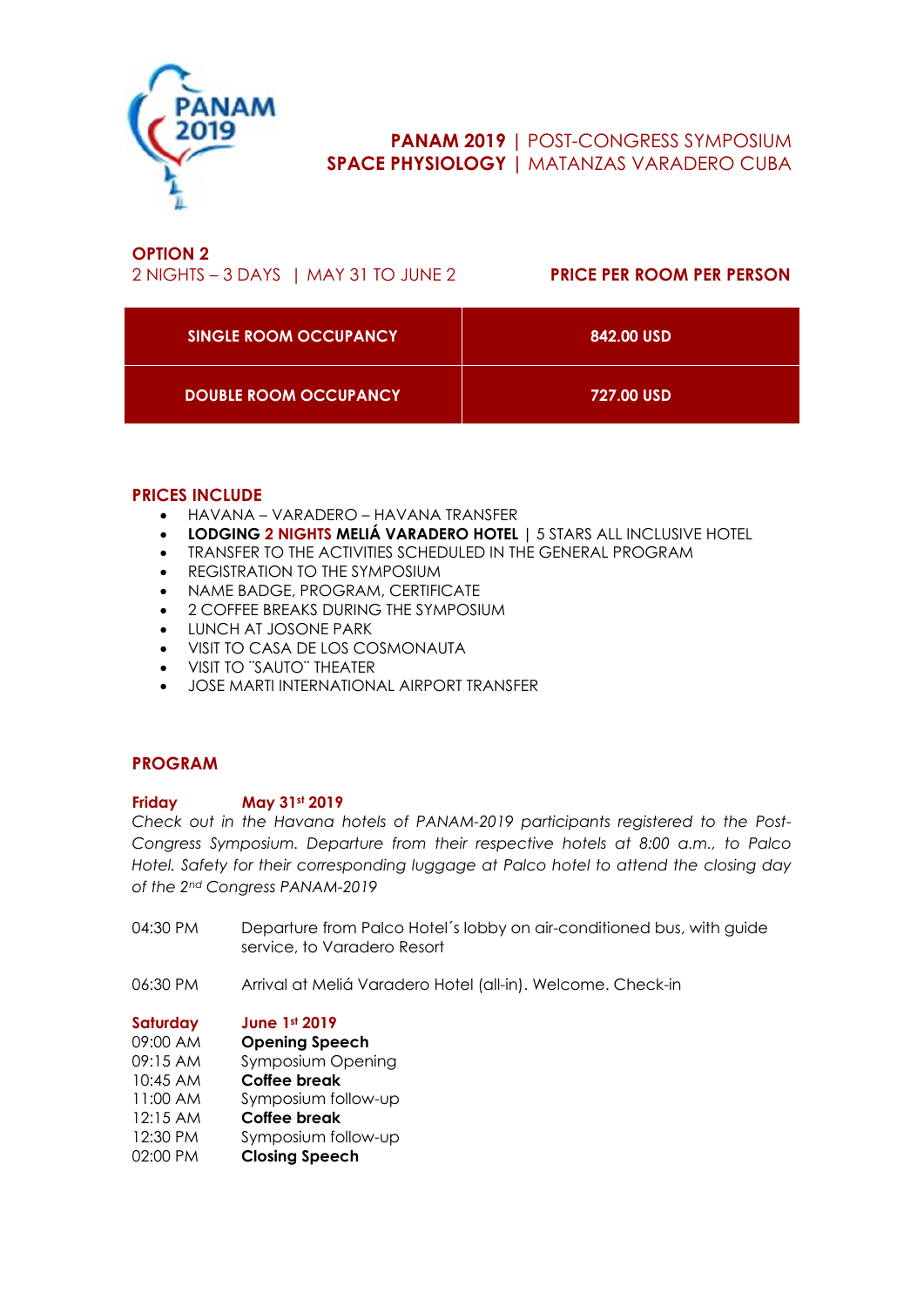# **PANAM 2019** | POST-CONGRESS SYMPOSIUM
## **SPACE PHYSIOLOGY** | MATANZAS VARADERO CUBA

**OPTION 2**
2 NIGHTS – 3 DAYS | MAY 31 TO JUNE 2

**PRICE PER ROOM PER PERSON**

| SINGLE ROOM OCCUPANCY | 842.00 USD |
| --- | --- |
| DOUBLE ROOM OCCUPANCY | 727.00 USD |

### PRICES INCLUDE

- HAVANA – VARADERO – HAVANA TRANSFER
- **LODGING 2 NIGHTS MELIÁ VARADERO HOTEL** | 5 STARS ALL INCLUSIVE HOTEL
- TRANSFER TO THE ACTIVITIES SCHEDULED IN THE GENERAL PROGRAM
- REGISTRATION TO THE SYMPOSIUM
- NAME BADGE, PROGRAM, CERTIFICATE
- 2 COFFEE BREAKS DURING THE SYMPOSIUM
- LUNCH AT JOSONE PARK
- VISIT TO CASA DE LOS COSMONAUTA
- VISIT TO ¨SAUTO¨ THEATER
- JOSE MARTI INTERNATIONAL AIRPORT TRANSFER

### PROGRAM

**Friday May 31st 2019**

*Check out in the Havana hotels of PANAM-2019 participants registered to the Post-Congress Symposium. Departure from their respective hotels at 8:00 a.m., to Palco Hotel. Safety for their corresponding luggage at Palco hotel to attend the closing day of the 2nd Congress PANAM-2019*

04:30 PM Departure from Palco Hotel´s lobby on air-conditioned bus, with guide service, to Varadero Resort

06:30 PM Arrival at Meliá Varadero Hotel (all-in). Welcome. Check-in

**Saturday June 1st 2019**

09:00 AM **Opening Speech**
09:15 AM Symposium Opening
10:45 AM **Coffee break**
11:00 AM Symposium follow-up
12:15 AM **Coffee break**
12:30 PM Symposium follow-up
02:00 PM **Closing Speech**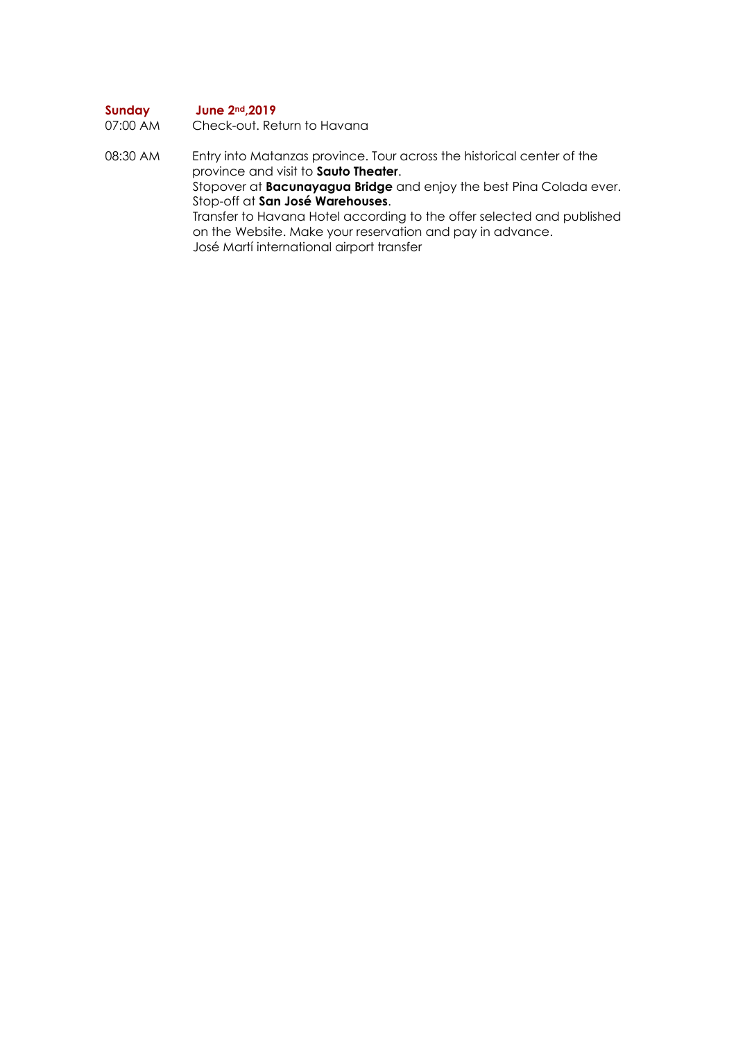**Sunday June 2nd,2019**

07:00 AM Check-out. Return to Havana

08:30 AM Entry into Matanzas province. Tour across the historical center of the province and visit to **Sauto Theater**.
Stopover at **Bacunayagua Bridge** and enjoy the best Pina Colada ever.
Stop-off at **San José Warehouses**.
Transfer to Havana Hotel according to the offer selected and published on the Website. Make your reservation and pay in advance.
José Martí international airport transfer